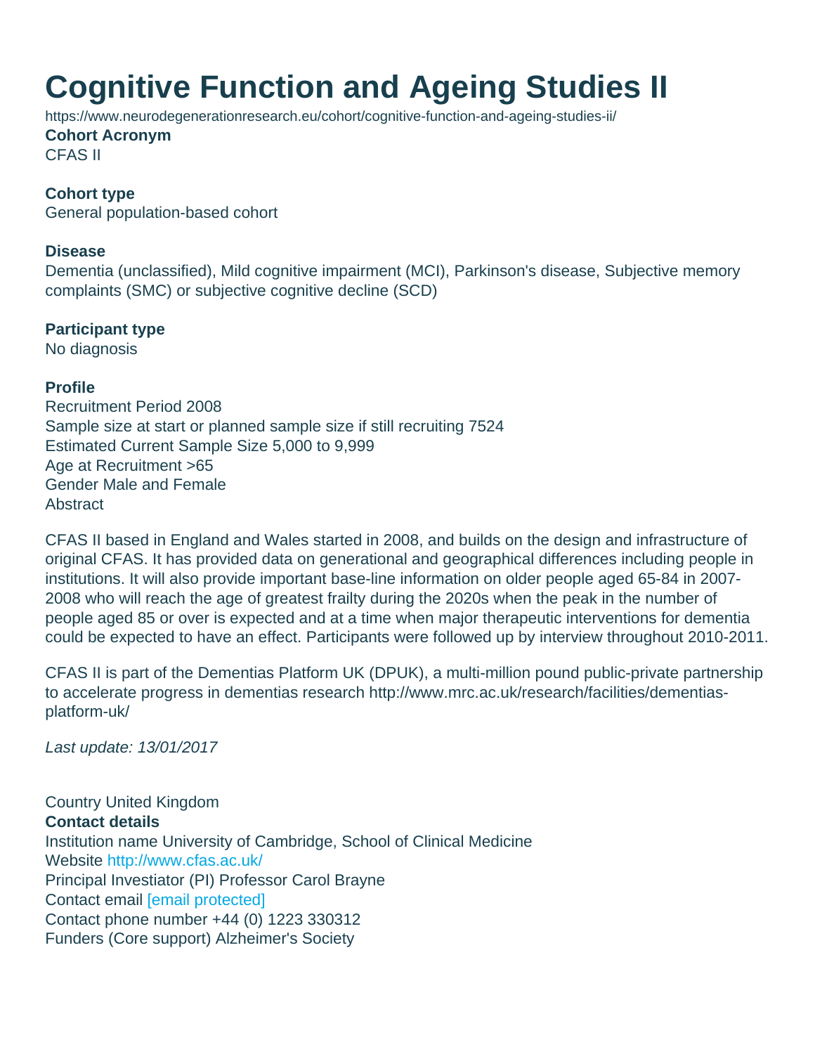# Cognitive Function and Ageing Studies II

https://www.neurodegenerationresearch.eu/cohort/cognitive-function-and-ageing-studies-ii/

**Cohort Acronym**
CFAS II

**Cohort type**
General population-based cohort

**Disease**
Dementia (unclassified), Mild cognitive impairment (MCI), Parkinson's disease, Subjective memory complaints (SMC) or subjective cognitive decline (SCD)

**Participant type**
No diagnosis

**Profile**
Recruitment Period 2008
Sample size at start or planned sample size if still recruiting 7524
Estimated Current Sample Size 5,000 to 9,999
Age at Recruitment >65
Gender Male and Female
Abstract

CFAS II based in England and Wales started in 2008, and builds on the design and infrastructure of original CFAS. It has provided data on generational and geographical differences including people in institutions. It will also provide important base-line information on older people aged 65-84 in 2007-2008 who will reach the age of greatest frailty during the 2020s when the peak in the number of people aged 85 or over is expected and at a time when major therapeutic interventions for dementia could be expected to have an effect. Participants were followed up by interview throughout 2010-2011.

CFAS II is part of the Dementias Platform UK (DPUK), a multi-million pound public-private partnership to accelerate progress in dementias research http://www.mrc.ac.uk/research/facilities/dementias-platform-uk/

*Last update: 13/01/2017*

Country United Kingdom
**Contact details**
Institution name University of Cambridge, School of Clinical Medicine
Website http://www.cfas.ac.uk/
Principal Investiator (PI) Professor Carol Brayne
Contact email [email protected]
Contact phone number +44 (0) 1223 330312
Funders (Core support) Alzheimer's Society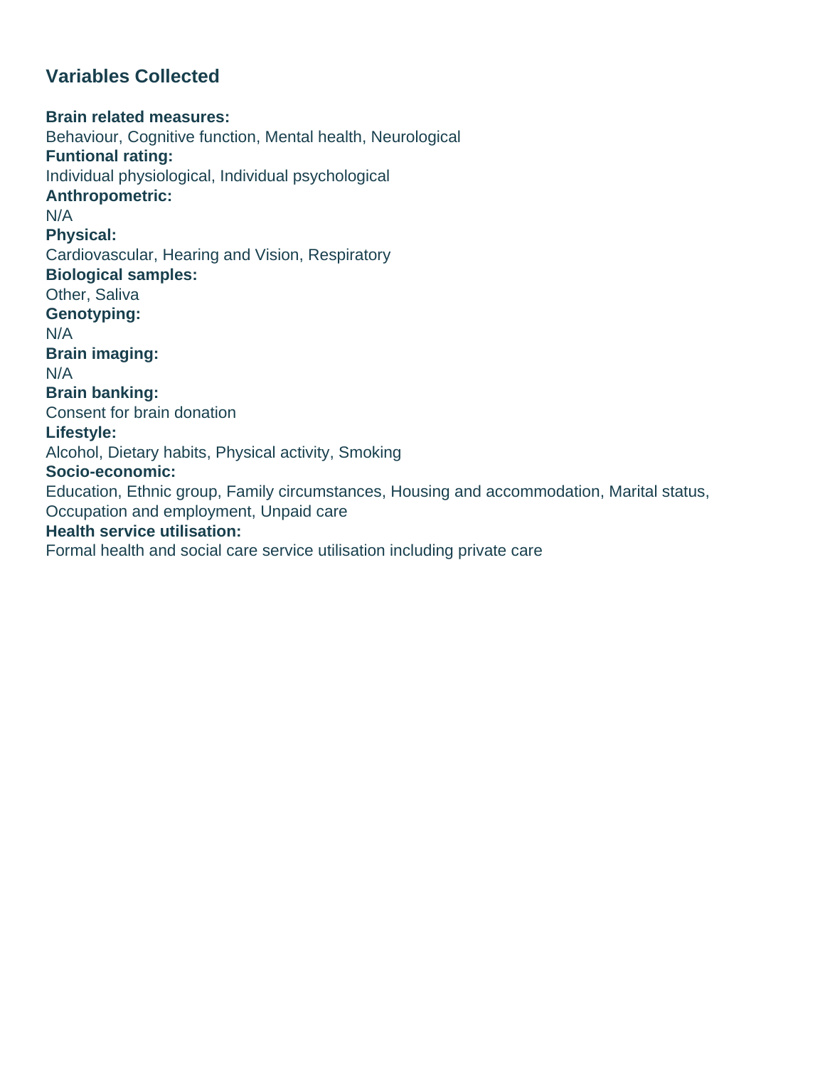## Variables Collected

**Brain related measures:**
Behaviour, Cognitive function, Mental health, Neurological
**Funtional rating:**
Individual physiological, Individual psychological
**Anthropometric:**
N/A
**Physical:**
Cardiovascular, Hearing and Vision, Respiratory
**Biological samples:**
Other, Saliva
**Genotyping:**
N/A
**Brain imaging:**
N/A
**Brain banking:**
Consent for brain donation
**Lifestyle:**
Alcohol, Dietary habits, Physical activity, Smoking
**Socio-economic:**
Education, Ethnic group, Family circumstances, Housing and accommodation, Marital status, Occupation and employment, Unpaid care
**Health service utilisation:**
Formal health and social care service utilisation including private care